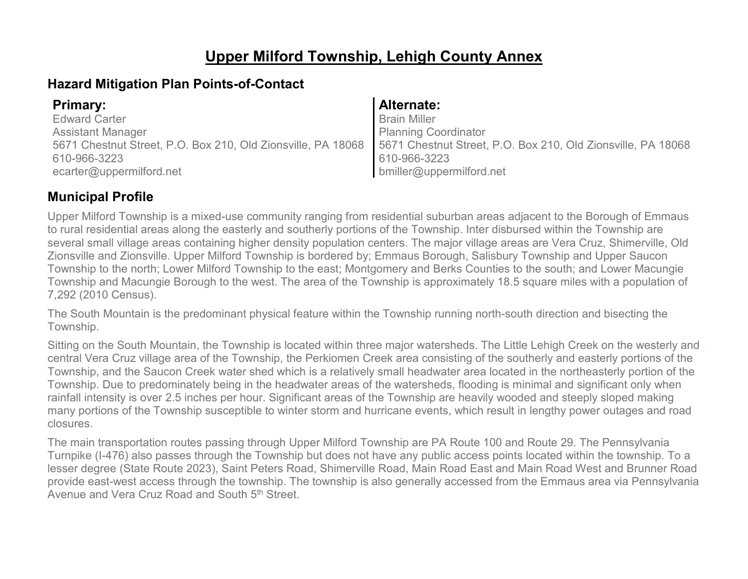# Upper Milford Township, Lehigh County Annex

## Hazard Mitigation Plan Points-of-Contact

| **Primary:** | **Alternate:** |
| --- | --- |
| Edward Carter | Brain Miller |
| Assistant Manager | Planning Coordinator |
| 5671 Chestnut Street, P.O. Box 210, Old Zionsville, PA 18068 | 5671 Chestnut Street, P.O. Box 210, Old Zionsville, PA 18068 |
| 610-966-3223 | 610-966-3223 |
| ecarter@uppermilford.net | bmiller@uppermilford.net |

## Municipal Profile

Upper Milford Township is a mixed-use community ranging from residential suburban areas adjacent to the Borough of Emmaus to rural residential areas along the easterly and southerly portions of the Township. Inter disbursed within the Township are several small village areas containing higher density population centers. The major village areas are Vera Cruz, Shimerville, Old Zionsville and Zionsville. Upper Milford Township is bordered by; Emmaus Borough, Salisbury Township and Upper Saucon Township to the north; Lower Milford Township to the east; Montgomery and Berks Counties to the south; and Lower Macungie Township and Macungie Borough to the west. The area of the Township is approximately 18.5 square miles with a population of 7,292 (2010 Census).

The South Mountain is the predominant physical feature within the Township running north-south direction and bisecting the Township.

Sitting on the South Mountain, the Township is located within three major watersheds. The Little Lehigh Creek on the westerly and central Vera Cruz village area of the Township, the Perkiomen Creek area consisting of the southerly and easterly portions of the Township, and the Saucon Creek water shed which is a relatively small headwater area located in the northeasterly portion of the Township. Due to predominately being in the headwater areas of the watersheds, flooding is minimal and significant only when rainfall intensity is over 2.5 inches per hour. Significant areas of the Township are heavily wooded and steeply sloped making many portions of the Township susceptible to winter storm and hurricane events, which result in lengthy power outages and road closures.

The main transportation routes passing through Upper Milford Township are PA Route 100 and Route 29. The Pennsylvania Turnpike (I-476) also passes through the Township but does not have any public access points located within the township. To a lesser degree (State Route 2023), Saint Peters Road, Shimerville Road, Main Road East and Main Road West and Brunner Road provide east-west access through the township. The township is also generally accessed from the Emmaus area via Pennsylvania Avenue and Vera Cruz Road and South 5th Street.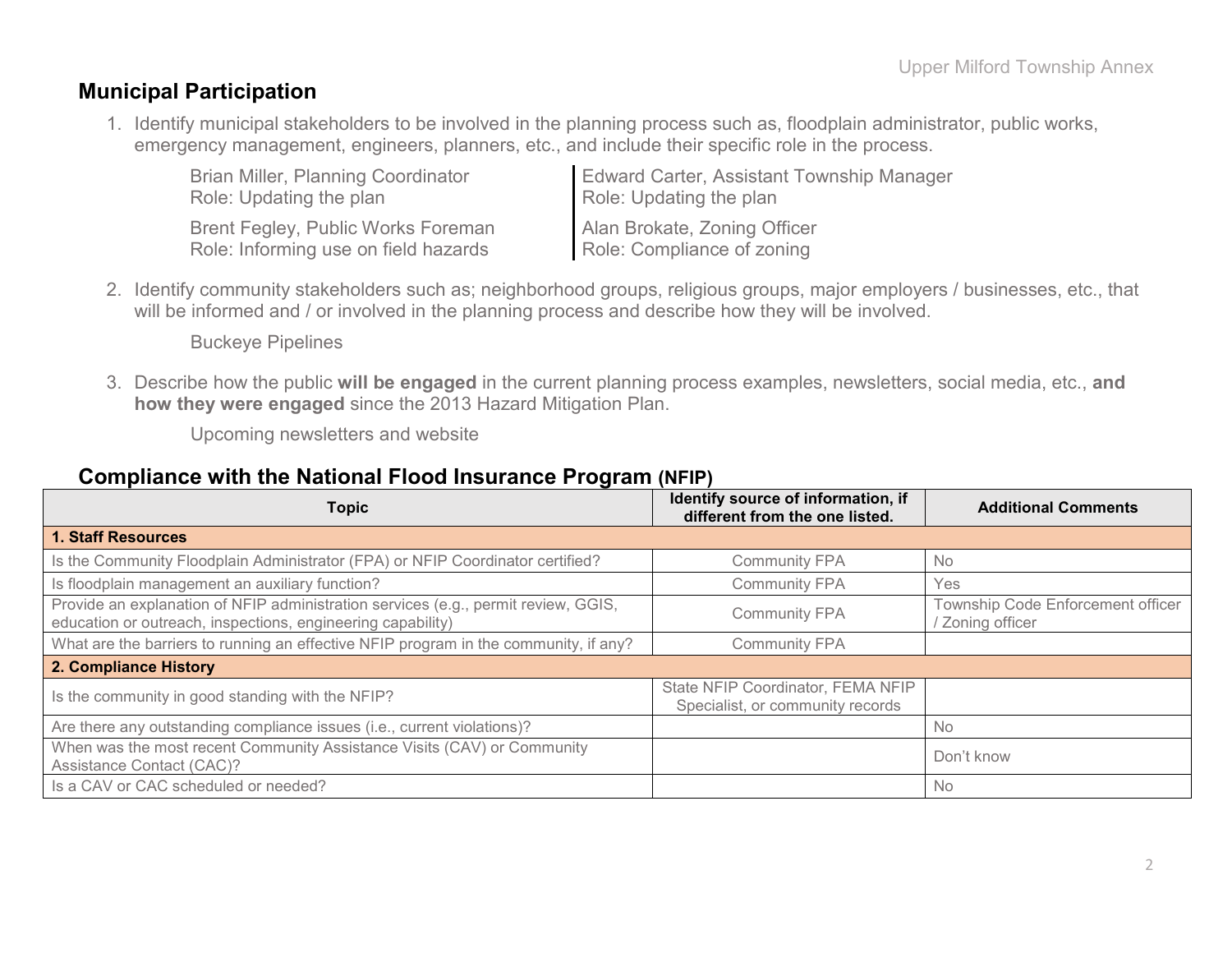## Municipal Participation

1. Identify municipal stakeholders to be involved in the planning process such as, floodplain administrator, public works, emergency management, engineers, planners, etc., and include their specific role in the process.

   Brian Miller, Planning Coordinator
   Role: Updating the plan

   Brent Fegley, Public Works Foreman
   Role: Informing use on field hazards

   Edward Carter, Assistant Township Manager
   Role: Updating the plan

   Alan Brokate, Zoning Officer
   Role: Compliance of zoning

2. Identify community stakeholders such as; neighborhood groups, religious groups, major employers / businesses, etc., that will be informed and / or involved in the planning process and describe how they will be involved.

   Buckeye Pipelines

3. Describe how the public **will be engaged** in the current planning process examples, newsletters, social media, etc., **and how they were engaged** since the 2013 Hazard Mitigation Plan.

   Upcoming newsletters and website

## Compliance with the National Flood Insurance Program (NFIP)

| Topic | Identify source of information, if different from the one listed. | Additional Comments |
|---|---|---|
| **1. Staff Resources** | | |
| Is the Community Floodplain Administrator (FPA) or NFIP Coordinator certified? | Community FPA | No |
| Is floodplain management an auxiliary function? | Community FPA | Yes |
| Provide an explanation of NFIP administration services (e.g., permit review, GGIS, education or outreach, inspections, engineering capability) | Community FPA | Township Code Enforcement officer / Zoning officer |
| What are the barriers to running an effective NFIP program in the community, if any? | Community FPA | |
| **2. Compliance History** | | |
| Is the community in good standing with the NFIP? | State NFIP Coordinator, FEMA NFIP Specialist, or community records | |
| Are there any outstanding compliance issues (i.e., current violations)? | | No |
| When was the most recent Community Assistance Visits (CAV) or Community Assistance Contact (CAC)? | | Don't know |
| Is a CAV or CAC scheduled or needed? | | No |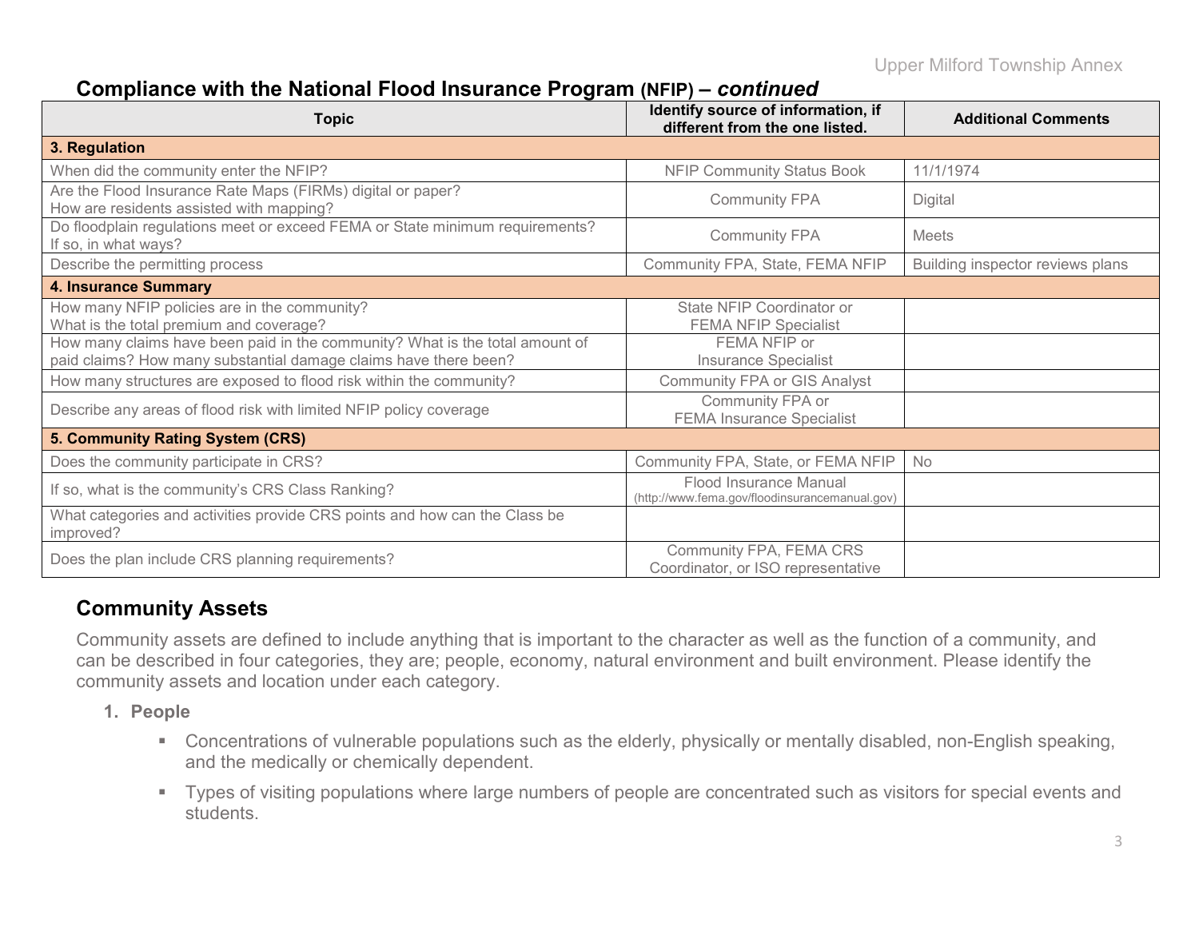## Compliance with the National Flood Insurance Program (NFIP) – *continued*

| Topic | Identify source of information, if different from the one listed. | Additional Comments |
|---|---|---|
| **3. Regulation** | | |
| When did the community enter the NFIP? | NFIP Community Status Book | 11/1/1974 |
| Are the Flood Insurance Rate Maps (FIRMs) digital or paper? How are residents assisted with mapping? | Community FPA | Digital |
| Do floodplain regulations meet or exceed FEMA or State minimum requirements? If so, in what ways? | Community FPA | Meets |
| Describe the permitting process | Community FPA, State, FEMA NFIP | Building inspector reviews plans |
| **4. Insurance Summary** | | |
| How many NFIP policies are in the community? What is the total premium and coverage? | State NFIP Coordinator or FEMA NFIP Specialist | |
| How many claims have been paid in the community? What is the total amount of paid claims? How many substantial damage claims have there been? | FEMA NFIP or Insurance Specialist | |
| How many structures are exposed to flood risk within the community? | Community FPA or GIS Analyst | |
| Describe any areas of flood risk with limited NFIP policy coverage | Community FPA or FEMA Insurance Specialist | |
| **5. Community Rating System (CRS)** | | |
| Does the community participate in CRS? | Community FPA, State, or FEMA NFIP | No |
| If so, what is the community's CRS Class Ranking? | Flood Insurance Manual (http://www.fema.gov/floodinsurancemanual.gov) | |
| What categories and activities provide CRS points and how can the Class be improved? | | |
| Does the plan include CRS planning requirements? | Community FPA, FEMA CRS Coordinator, or ISO representative | |

## Community Assets

Community assets are defined to include anything that is important to the character as well as the function of a community, and can be described in four categories, they are; people, economy, natural environment and built environment. Please identify the community assets and location under each category.

1. **People**
   - Concentrations of vulnerable populations such as the elderly, physically or mentally disabled, non-English speaking, and the medically or chemically dependent.
   - Types of visiting populations where large numbers of people are concentrated such as visitors for special events and students.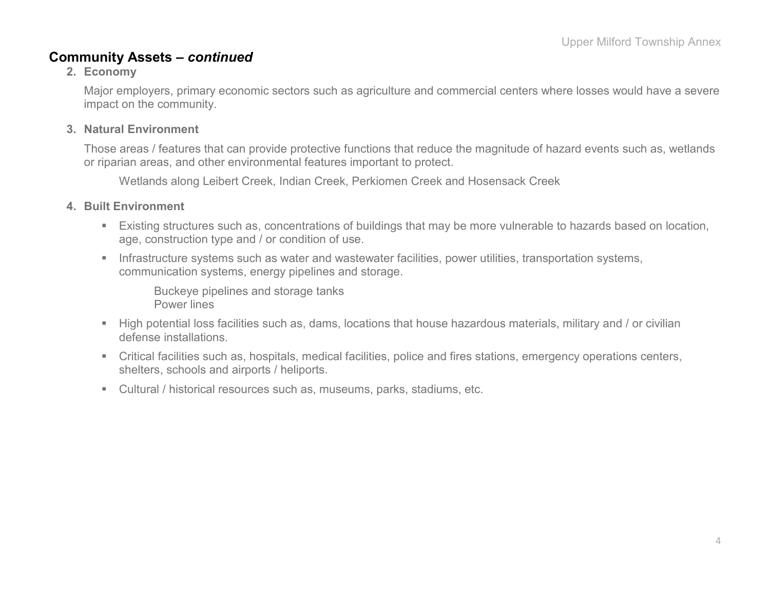## Community Assets – *continued*

**2. Economy**

Major employers, primary economic sectors such as agriculture and commercial centers where losses would have a severe impact on the community.

**3. Natural Environment**

Those areas / features that can provide protective functions that reduce the magnitude of hazard events such as, wetlands or riparian areas, and other environmental features important to protect.

Wetlands along Leibert Creek, Indian Creek, Perkiomen Creek and Hosensack Creek

**4. Built Environment**

- Existing structures such as, concentrations of buildings that may be more vulnerable to hazards based on location, age, construction type and / or condition of use.
- Infrastructure systems such as water and wastewater facilities, power utilities, transportation systems, communication systems, energy pipelines and storage.

  Buckeye pipelines and storage tanks
  Power lines

- High potential loss facilities such as, dams, locations that house hazardous materials, military and / or civilian defense installations.
- Critical facilities such as, hospitals, medical facilities, police and fires stations, emergency operations centers, shelters, schools and airports / heliports.
- Cultural / historical resources such as, museums, parks, stadiums, etc.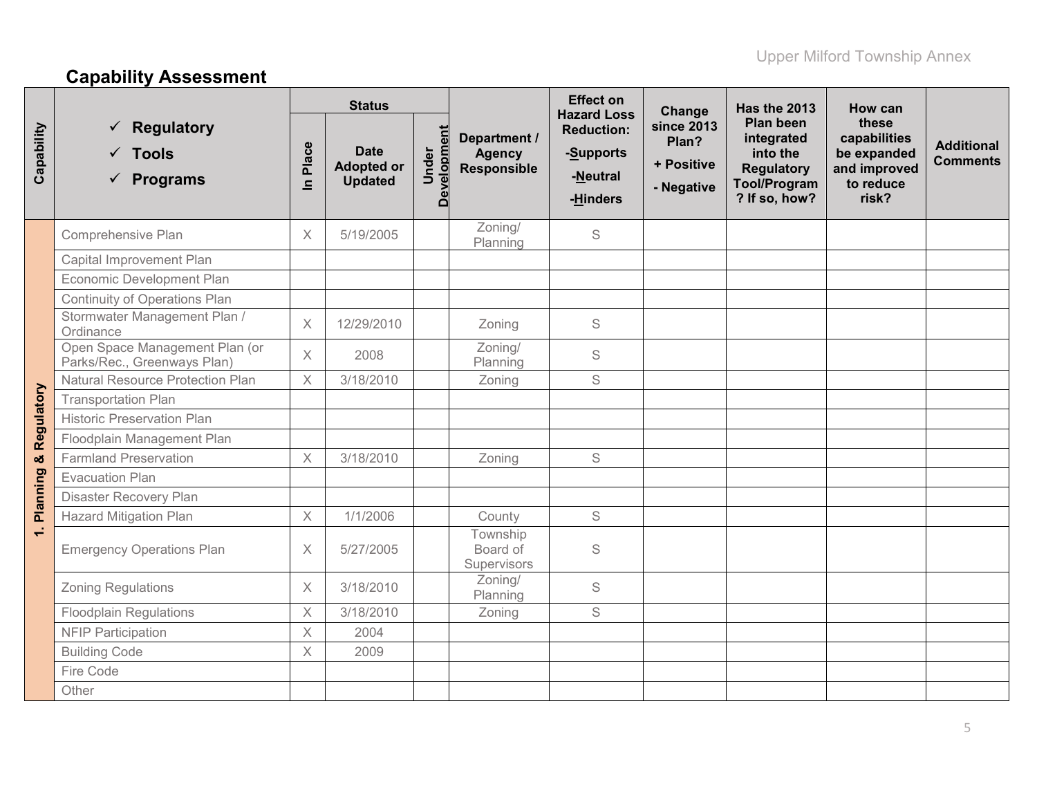## Capability Assessment

| Capability | ✓ Regulatory ✓ Tools ✓ Programs | Status | | | Department / Agency Responsible | Effect on Hazard Loss Reduction: -Supports -Neutral -Hinders | Change since 2013 Plan? + Positive - Negative | Has the 2013 Plan been integrated into the Regulatory Tool/Program? If so, how? | How can these capabilities be expanded and improved to reduce risk? | Additional Comments |
|---|---|---|---|---|---|---|---|---|---|---|
| | | In Place | Date Adopted or Updated | Under Development | | | | | | |
| 1. Planning & Regulatory | Comprehensive Plan | X | 5/19/2005 | | Zoning/ Planning | S | | | | |
| | Capital Improvement Plan | | | | | | | | | |
| | Economic Development Plan | | | | | | | | | |
| | Continuity of Operations Plan | | | | | | | | | |
| | Stormwater Management Plan / Ordinance | X | 12/29/2010 | | Zoning | S | | | | |
| | Open Space Management Plan (or Parks/Rec., Greenways Plan) | X | 2008 | | Zoning/ Planning | S | | | | |
| | Natural Resource Protection Plan | X | 3/18/2010 | | Zoning | S | | | | |
| | Transportation Plan | | | | | | | | | |
| | Historic Preservation Plan | | | | | | | | | |
| | Floodplain Management Plan | | | | | | | | | |
| | Farmland Preservation | X | 3/18/2010 | | Zoning | S | | | | |
| | Evacuation Plan | | | | | | | | | |
| | Disaster Recovery Plan | | | | | | | | | |
| | Hazard Mitigation Plan | X | 1/1/2006 | | County | S | | | | |
| | Emergency Operations Plan | X | 5/27/2005 | | Township Board of Supervisors | S | | | | |
| | Zoning Regulations | X | 3/18/2010 | | Zoning/ Planning | S | | | | |
| | Floodplain Regulations | X | 3/18/2010 | | Zoning | S | | | | |
| | NFIP Participation | X | 2004 | | | | | | | |
| | Building Code | X | 2009 | | | | | | | |
| | Fire Code | | | | | | | | | |
| | Other | | | | | | | | | |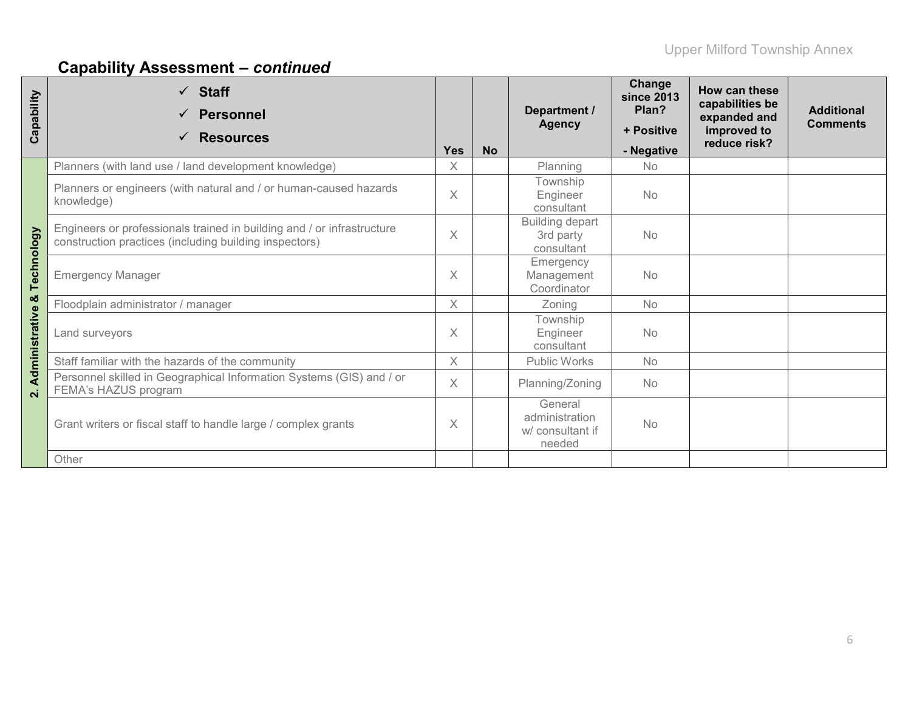## Capability Assessment – *continued*

| Capability | ✓ **Staff** ✓ **Personnel** ✓ **Resources** | Yes | No | Department / Agency | Change since 2013 Plan? + Positive - Negative | How can these capabilities be expanded and improved to reduce risk? | Additional Comments |
|---|---|---|---|---|---|---|---|
| 2. Administrative & Technology | Planners (with land use / land development knowledge) | X | | Planning | No | | |
| | Planners or engineers (with natural and / or human-caused hazards knowledge) | X | | Township Engineer consultant | No | | |
| | Engineers or professionals trained in building and / or infrastructure construction practices (including building inspectors) | X | | Building depart 3rd party consultant | No | | |
| | Emergency Manager | X | | Emergency Management Coordinator | No | | |
| | Floodplain administrator / manager | X | | Zoning | No | | |
| | Land surveyors | X | | Township Engineer consultant | No | | |
| | Staff familiar with the hazards of the community | X | | Public Works | No | | |
| | Personnel skilled in Geographical Information Systems (GIS) and / or FEMA's HAZUS program | X | | Planning/Zoning | No | | |
| | Grant writers or fiscal staff to handle large / complex grants | X | | General administration w/ consultant if needed | No | | |
| | Other | | | | | | |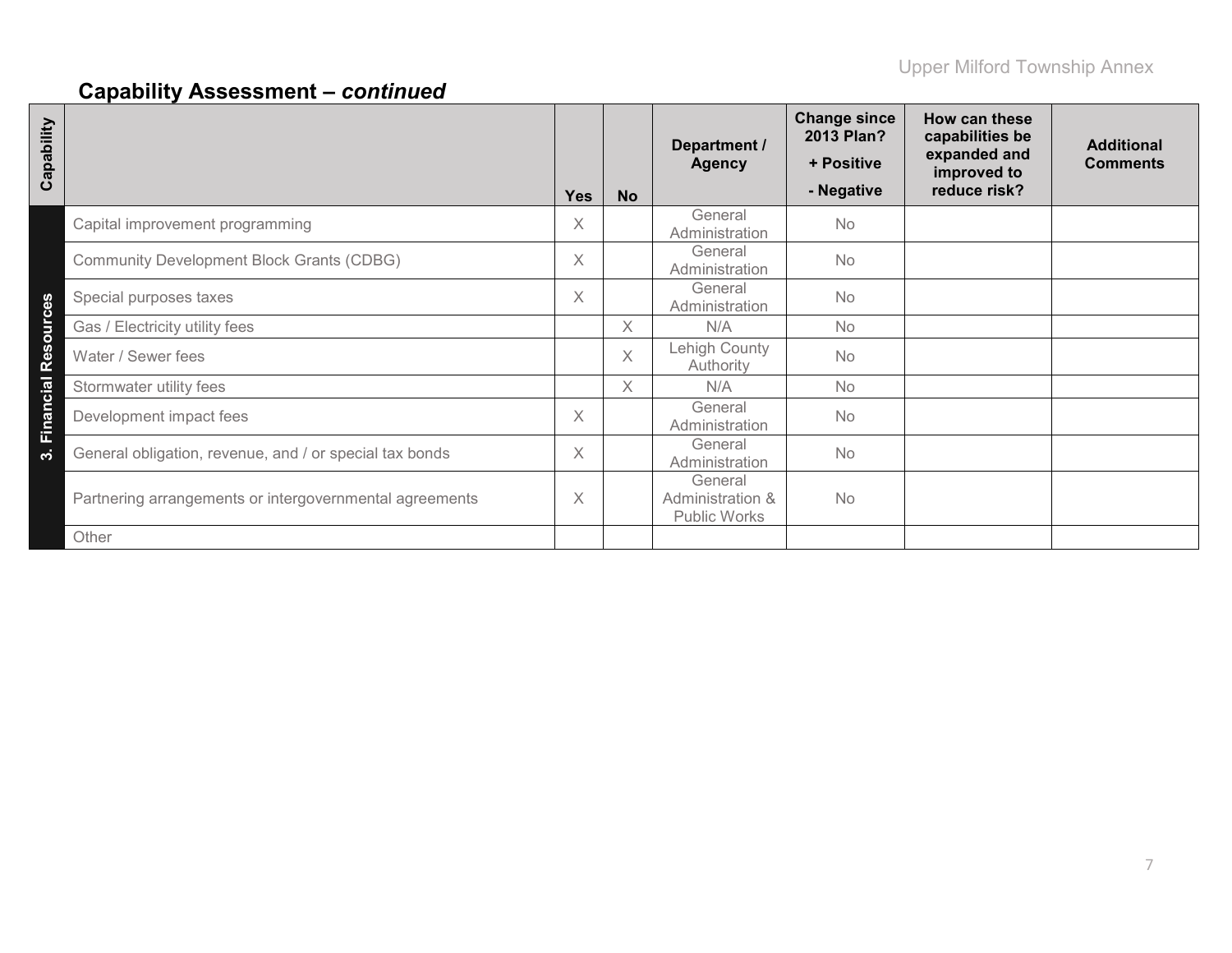## Capability Assessment – *continued*

| Capability | | Yes | No | Department / Agency | Change since 2013 Plan? + Positive - Negative | How can these capabilities be expanded and improved to reduce risk? | Additional Comments |
|---|---|---|---|---|---|---|---|
| 3. Financial Resources | Capital improvement programming | X | | General Administration | No | | |
| | Community Development Block Grants (CDBG) | X | | General Administration | No | | |
| | Special purposes taxes | X | | General Administration | No | | |
| | Gas / Electricity utility fees | | X | N/A | No | | |
| | Water / Sewer fees | | X | Lehigh County Authority | No | | |
| | Stormwater utility fees | | X | N/A | No | | |
| | Development impact fees | X | | General Administration | No | | |
| | General obligation, revenue, and / or special tax bonds | X | | General Administration | No | | |
| | Partnering arrangements or intergovernmental agreements | X | | General Administration & Public Works | No | | |
| | Other | | | | | | |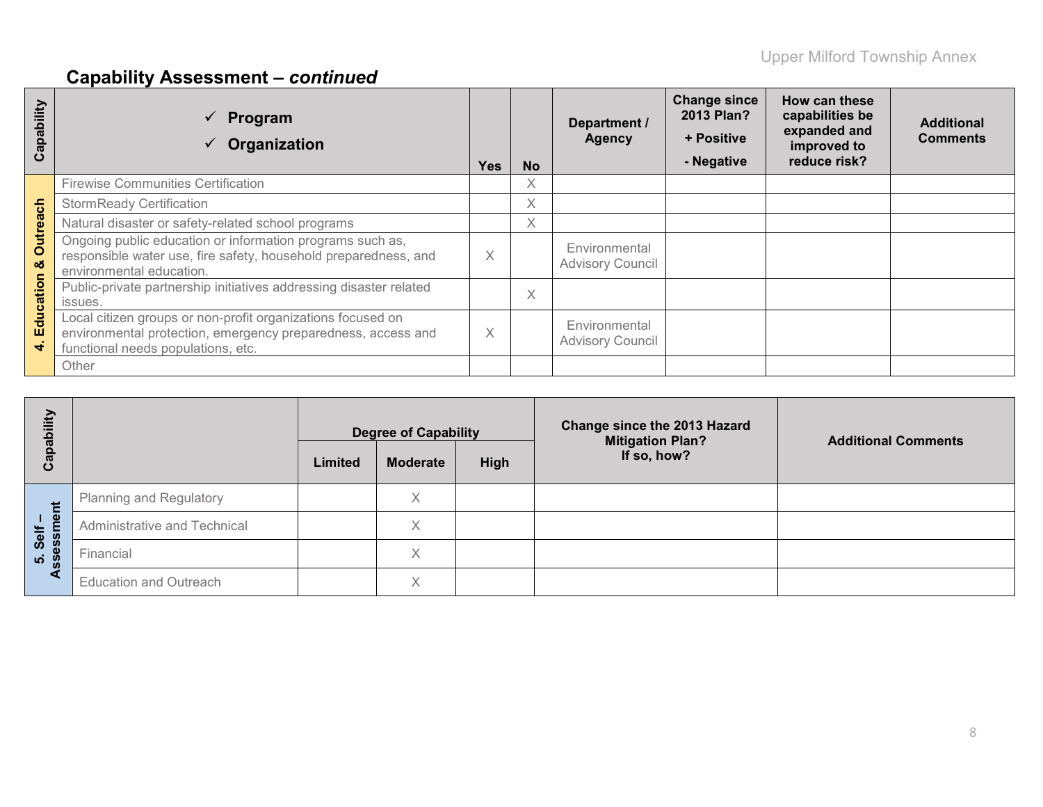## Capability Assessment – *continued*

| Capability | ✓ Program ✓ Organization | Yes | No | Department / Agency | Change since 2013 Plan? + Positive - Negative | How can these capabilities be expanded and improved to reduce risk? | Additional Comments |
|---|---|---|---|---|---|---|---|
| 4. Education & Outreach | Firewise Communities Certification | | X | | | | |
| | StormReady Certification | | X | | | | |
| | Natural disaster or safety-related school programs | | X | | | | |
| | Ongoing public education or information programs such as, responsible water use, fire safety, household preparedness, and environmental education. | X | | Environmental Advisory Council | | | |
| | Public-private partnership initiatives addressing disaster related issues. | | X | | | | |
| | Local citizen groups or non-profit organizations focused on environmental protection, emergency preparedness, access and functional needs populations, etc. | X | | Environmental Advisory Council | | | |
| | Other | | | | | | |

| Capability | | Degree of Capability | | | Change since the 2013 Hazard Mitigation Plan? If so, how? | Additional Comments |
|---|---|---|---|---|---|---|
| | | Limited | Moderate | High | | |
| 5. Self – Assessment | Planning and Regulatory | | X | | | |
| | Administrative and Technical | | X | | | |
| | Financial | | X | | | |
| | Education and Outreach | | X | | | |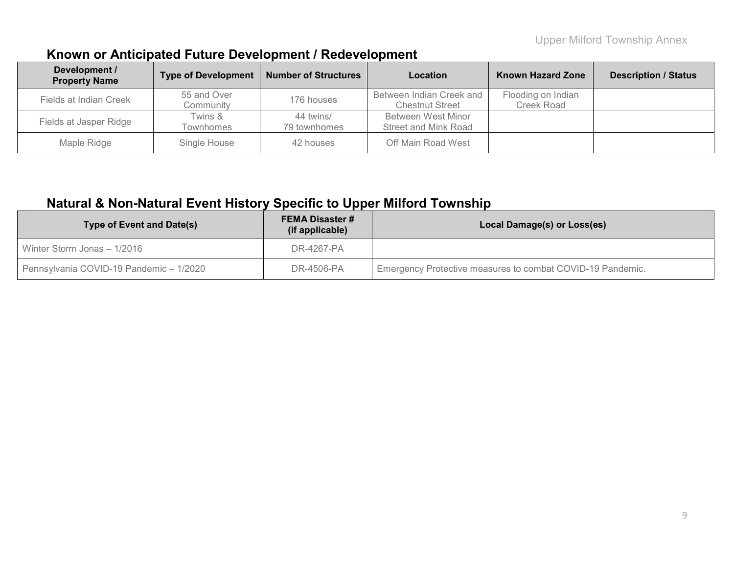## Known or Anticipated Future Development / Redevelopment

| Development / Property Name | Type of Development | Number of Structures | Location | Known Hazard Zone | Description / Status |
|---|---|---|---|---|---|
| Fields at Indian Creek | 55 and Over Community | 176 houses | Between Indian Creek and Chestnut Street | Flooding on Indian Creek Road | |
| Fields at Jasper Ridge | Twins & Townhomes | 44 twins/ 79 townhomes | Between West Minor Street and Mink Road | | |
| Maple Ridge | Single House | 42 houses | Off Main Road West | | |

## Natural & Non-Natural Event History Specific to Upper Milford Township

| Type of Event and Date(s) | FEMA Disaster # (if applicable) | Local Damage(s) or Loss(es) |
|---|---|---|
| Winter Storm Jonas – 1/2016 | DR-4267-PA | |
| Pennsylvania COVID-19 Pandemic – 1/2020 | DR-4506-PA | Emergency Protective measures to combat COVID-19 Pandemic. |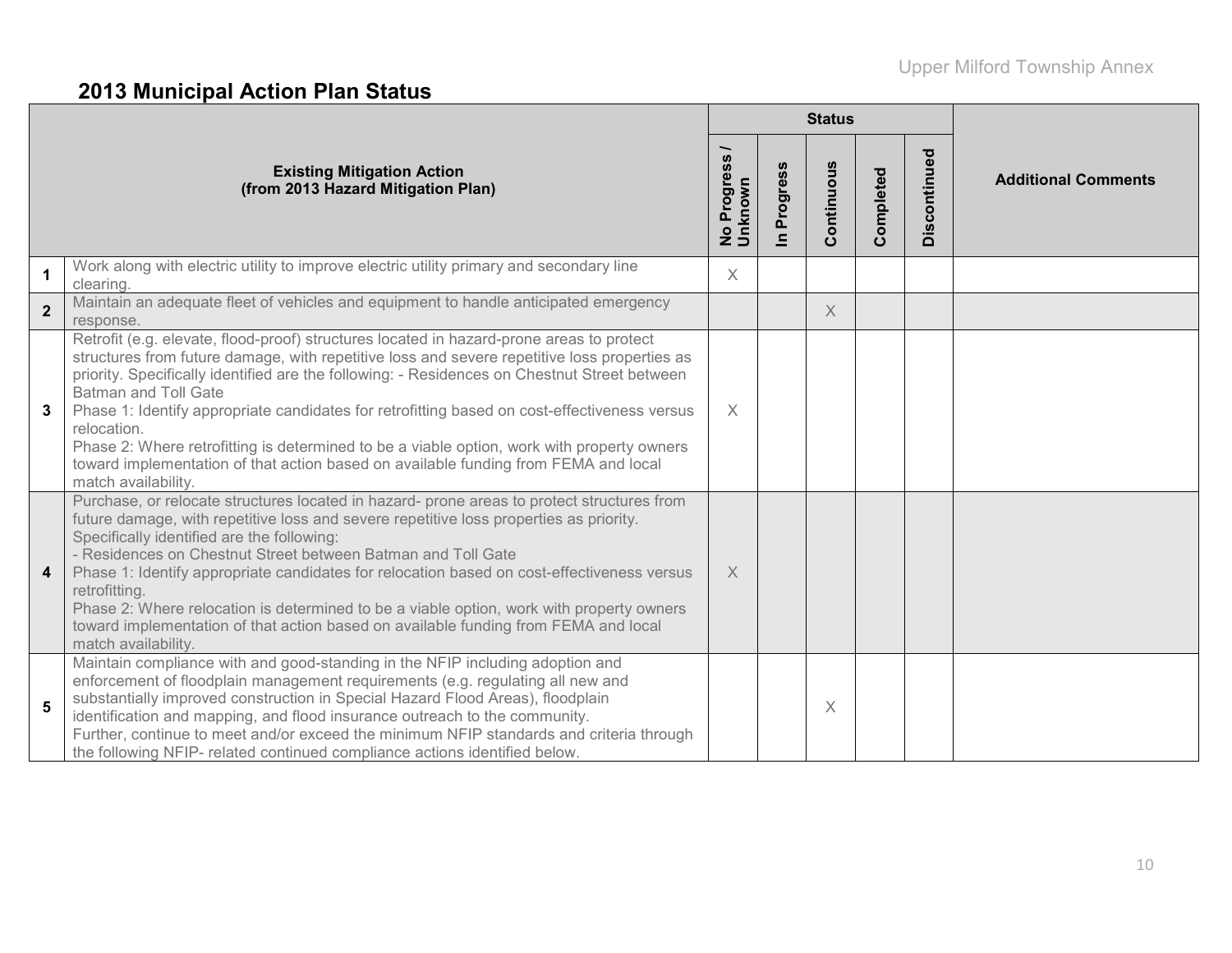## 2013 Municipal Action Plan Status

| | Existing Mitigation Action (from 2013 Hazard Mitigation Plan) | Status | | | | | Additional Comments |
|---|---|---|---|---|---|---|---|
| | | No Progress / Unknown | In Progress | Continuous | Completed | Discontinued | |
| 1 | Work along with electric utility to improve electric utility primary and secondary line clearing. | X | | | | | |
| 2 | Maintain an adequate fleet of vehicles and equipment to handle anticipated emergency response. | | | X | | | |
| 3 | Retrofit (e.g. elevate, flood-proof) structures located in hazard-prone areas to protect structures from future damage, with repetitive loss and severe repetitive loss properties as priority. Specifically identified are the following: - Residences on Chestnut Street between Batman and Toll Gate<br>Phase 1: Identify appropriate candidates for retrofitting based on cost-effectiveness versus relocation.<br>Phase 2: Where retrofitting is determined to be a viable option, work with property owners toward implementation of that action based on available funding from FEMA and local match availability. | X | | | | | |
| 4 | Purchase, or relocate structures located in hazard- prone areas to protect structures from future damage, with repetitive loss and severe repetitive loss properties as priority. Specifically identified are the following:<br>- Residences on Chestnut Street between Batman and Toll Gate<br>Phase 1: Identify appropriate candidates for relocation based on cost-effectiveness versus retrofitting.<br>Phase 2: Where relocation is determined to be a viable option, work with property owners toward implementation of that action based on available funding from FEMA and local match availability. | X | | | | | |
| 5 | Maintain compliance with and good-standing in the NFIP including adoption and enforcement of floodplain management requirements (e.g. regulating all new and substantially improved construction in Special Hazard Flood Areas), floodplain identification and mapping, and flood insurance outreach to the community.<br>Further, continue to meet and/or exceed the minimum NFIP standards and criteria through the following NFIP- related continued compliance actions identified below. | | | X | | | |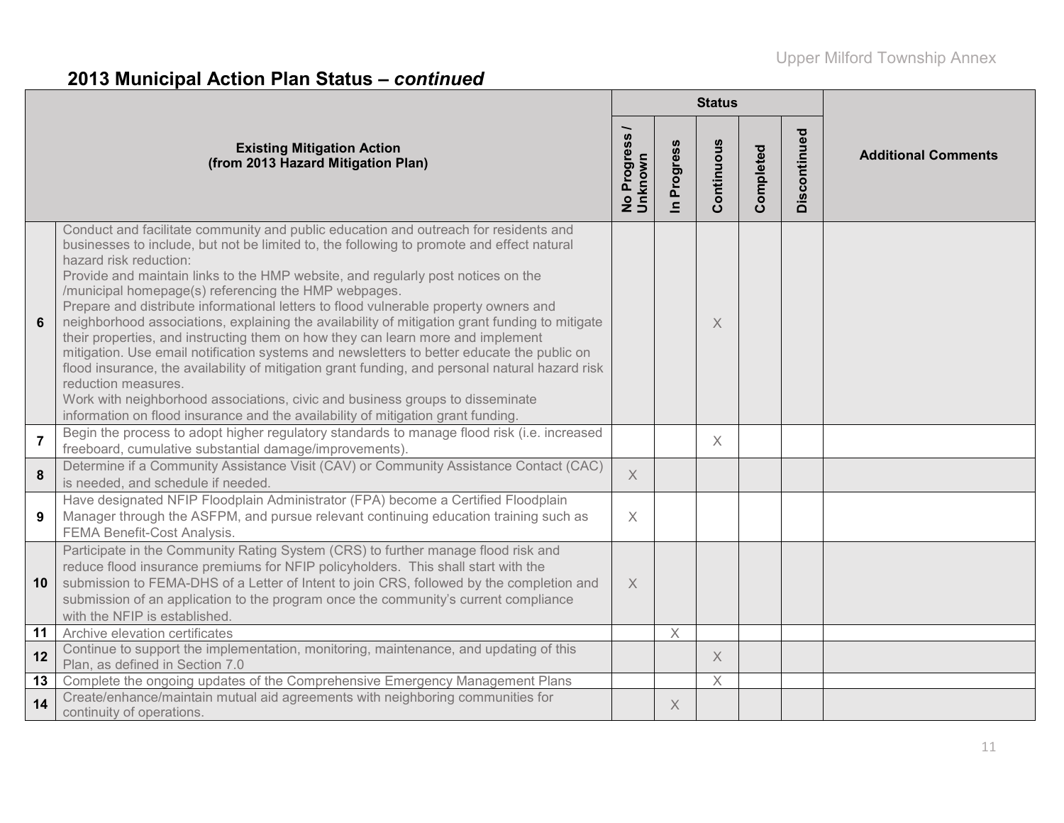## 2013 Municipal Action Plan Status – *continued*

| | Existing Mitigation Action (from 2013 Hazard Mitigation Plan) | Status | | | | | Additional Comments |
|---|---|---|---|---|---|---|---|
| | | No Progress / Unknown | In Progress | Continuous | Completed | Discontinued | |
| 6 | Conduct and facilitate community and public education and outreach for residents and businesses to include, but not be limited to, the following to promote and effect natural hazard risk reduction: Provide and maintain links to the HMP website, and regularly post notices on the /municipal homepage(s) referencing the HMP webpages. Prepare and distribute informational letters to flood vulnerable property owners and neighborhood associations, explaining the availability of mitigation grant funding to mitigate their properties, and instructing them on how they can learn more and implement mitigation. Use email notification systems and newsletters to better educate the public on flood insurance, the availability of mitigation grant funding, and personal natural hazard risk reduction measures. Work with neighborhood associations, civic and business groups to disseminate information on flood insurance and the availability of mitigation grant funding. | | | X | | | |
| 7 | Begin the process to adopt higher regulatory standards to manage flood risk (i.e. increased freeboard, cumulative substantial damage/improvements). | | | X | | | |
| 8 | Determine if a Community Assistance Visit (CAV) or Community Assistance Contact (CAC) is needed, and schedule if needed. | X | | | | | |
| 9 | Have designated NFIP Floodplain Administrator (FPA) become a Certified Floodplain Manager through the ASFPM, and pursue relevant continuing education training such as FEMA Benefit-Cost Analysis. | X | | | | | |
| 10 | Participate in the Community Rating System (CRS) to further manage flood risk and reduce flood insurance premiums for NFIP policyholders. This shall start with the submission to FEMA-DHS of a Letter of Intent to join CRS, followed by the completion and submission of an application to the program once the community's current compliance with the NFIP is established. | X | | | | | |
| 11 | Archive elevation certificates | | X | | | | |
| 12 | Continue to support the implementation, monitoring, maintenance, and updating of this Plan, as defined in Section 7.0 | | | X | | | |
| 13 | Complete the ongoing updates of the Comprehensive Emergency Management Plans | | | X | | | |
| 14 | Create/enhance/maintain mutual aid agreements with neighboring communities for continuity of operations. | | X | | | | |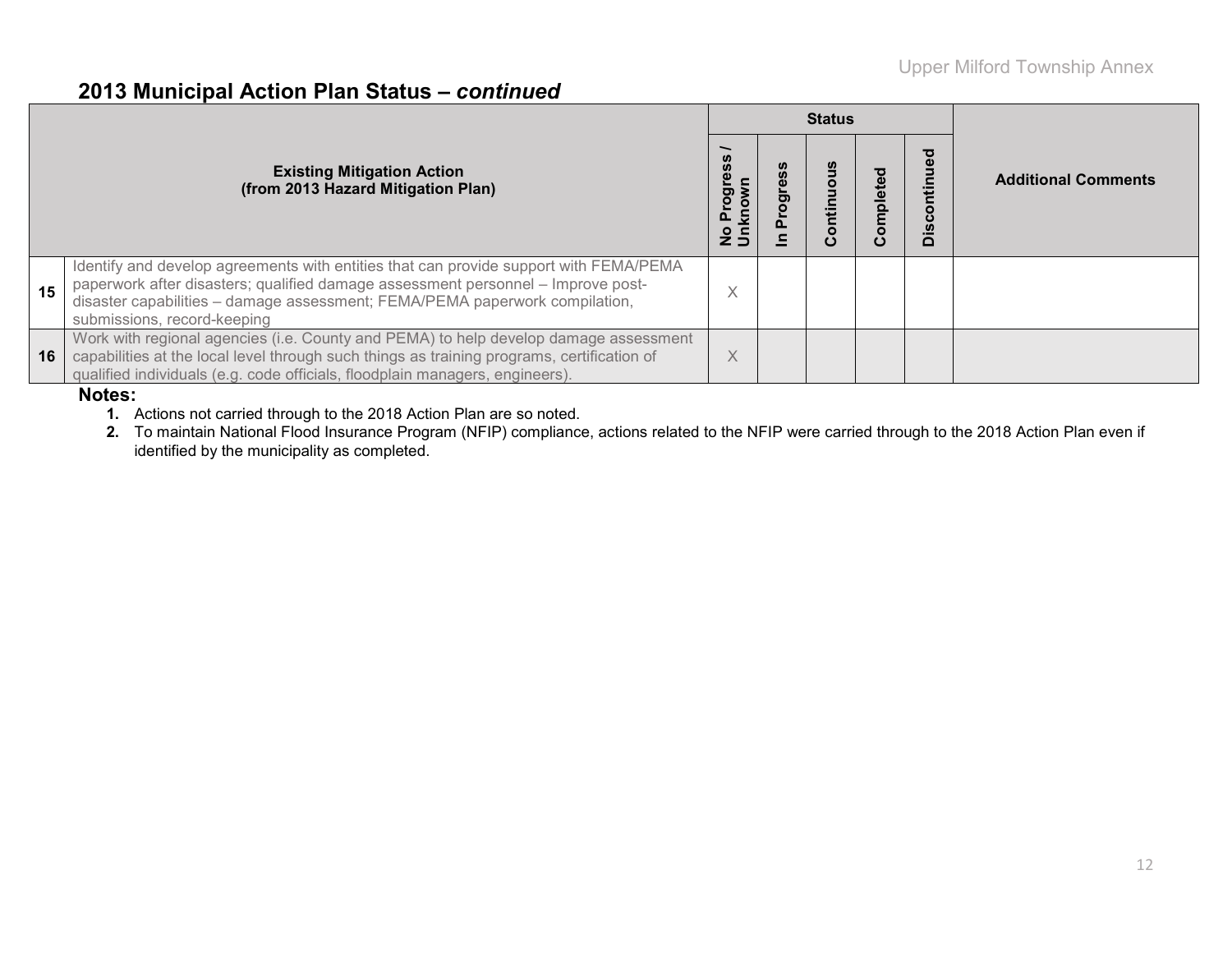## 2013 Municipal Action Plan Status – *continued*

| | Existing Mitigation Action (from 2013 Hazard Mitigation Plan) | Status | | | | | Additional Comments |
|---|---|---|---|---|---|---|---|
| | | No Progress / Unknown | In Progress | Continuous | Completed | Discontinued | |
| 15 | Identify and develop agreements with entities that can provide support with FEMA/PEMA paperwork after disasters; qualified damage assessment personnel – Improve post-disaster capabilities – damage assessment; FEMA/PEMA paperwork compilation, submissions, record-keeping | X | | | | | |
| 16 | Work with regional agencies (i.e. County and PEMA) to help develop damage assessment capabilities at the local level through such things as training programs, certification of qualified individuals (e.g. code officials, floodplain managers, engineers). | X | | | | | |

**Notes:**

1. Actions not carried through to the 2018 Action Plan are so noted.
2. To maintain National Flood Insurance Program (NFIP) compliance, actions related to the NFIP were carried through to the 2018 Action Plan even if identified by the municipality as completed.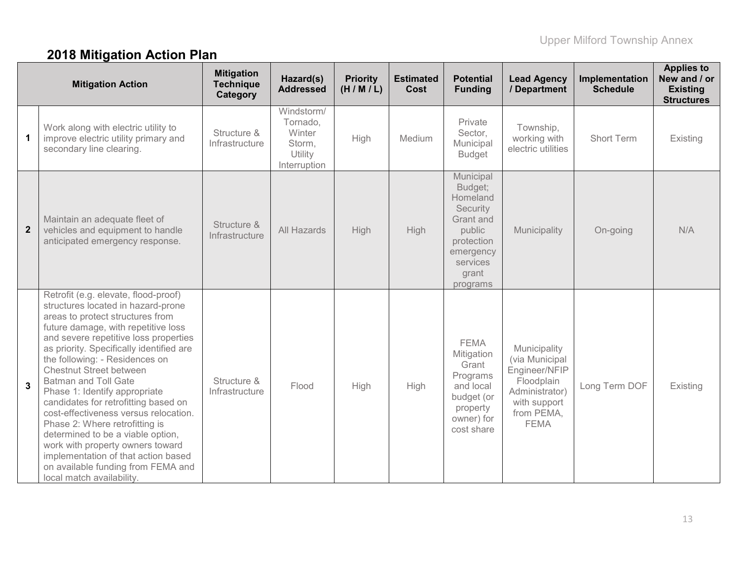## 2018 Mitigation Action Plan

| | Mitigation Action | Mitigation Technique Category | Hazard(s) Addressed | Priority (H / M / L) | Estimated Cost | Potential Funding | Lead Agency / Department | Implementation Schedule | Applies to New and / or Existing Structures |
|---|---|---|---|---|---|---|---|---|---|
| **1** | Work along with electric utility to improve electric utility primary and secondary line clearing. | Structure & Infrastructure | Windstorm/ Tornado, Winter Storm, Utility Interruption | High | Medium | Private Sector, Municipal Budget | Township, working with electric utilities | Short Term | Existing |
| **2** | Maintain an adequate fleet of vehicles and equipment to handle anticipated emergency response. | Structure & Infrastructure | All Hazards | High | High | Municipal Budget; Homeland Security Grant and public protection emergency services grant programs | Municipality | On-going | N/A |
| **3** | Retrofit (e.g. elevate, flood-proof) structures located in hazard-prone areas to protect structures from future damage, with repetitive loss and severe repetitive loss properties as priority. Specifically identified are the following: - Residences on Chestnut Street between Batman and Toll Gate<br>Phase 1: Identify appropriate candidates for retrofitting based on cost-effectiveness versus relocation.<br>Phase 2: Where retrofitting is determined to be a viable option, work with property owners toward implementation of that action based on available funding from FEMA and local match availability. | Structure & Infrastructure | Flood | High | High | FEMA Mitigation Grant Programs and local budget (or property owner) for cost share | Municipality (via Municipal Engineer/NFIP Floodplain Administrator) with support from PEMA, FEMA | Long Term DOF | Existing |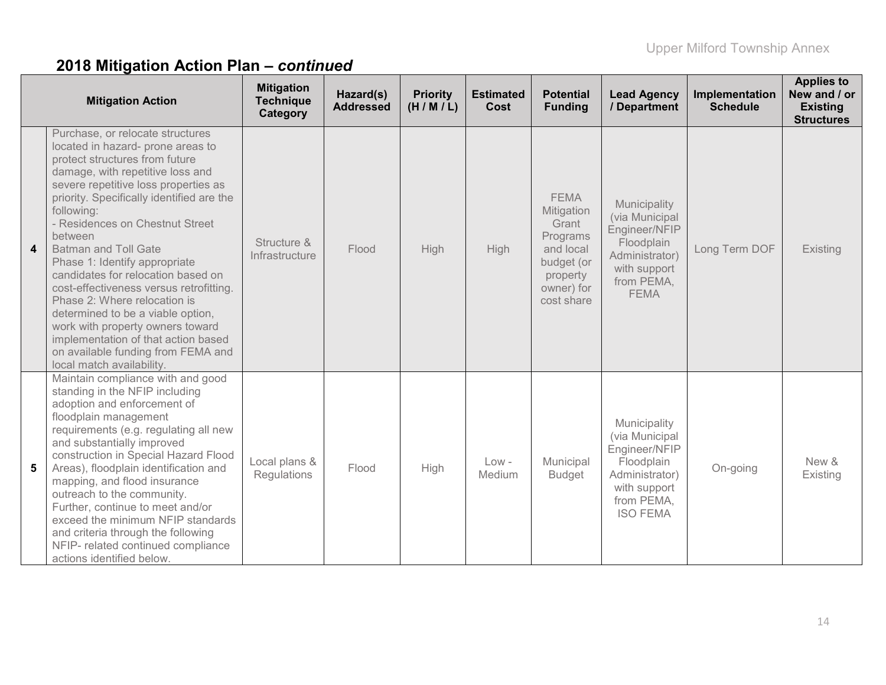## 2018 Mitigation Action Plan – *continued*

| | Mitigation Action | Mitigation Technique Category | Hazard(s) Addressed | Priority (H / M / L) | Estimated Cost | Potential Funding | Lead Agency / Department | Implementation Schedule | Applies to New and / or Existing Structures |
|---|---|---|---|---|---|---|---|---|---|
| **4** | Purchase, or relocate structures located in hazard- prone areas to protect structures from future damage, with repetitive loss and severe repetitive loss properties as priority. Specifically identified are the following:<br>- Residences on Chestnut Street between<br>Batman and Toll Gate<br>Phase 1: Identify appropriate candidates for relocation based on cost-effectiveness versus retrofitting.<br>Phase 2: Where relocation is determined to be a viable option, work with property owners toward implementation of that action based on available funding from FEMA and local match availability. | Structure & Infrastructure | Flood | High | High | FEMA Mitigation Grant Programs and local budget (or property owner) for cost share | Municipality (via Municipal Engineer/NFIP Floodplain Administrator) with support from PEMA, FEMA | Long Term DOF | Existing |
| **5** | Maintain compliance with and good standing in the NFIP including adoption and enforcement of floodplain management requirements (e.g. regulating all new and substantially improved construction in Special Hazard Flood Areas), floodplain identification and mapping, and flood insurance outreach to the community.<br>Further, continue to meet and/or exceed the minimum NFIP standards and criteria through the following NFIP- related continued compliance actions identified below. | Local plans & Regulations | Flood | High | Low - Medium | Municipal Budget | Municipality (via Municipal Engineer/NFIP Floodplain Administrator) with support from PEMA, ISO FEMA | On-going | New & Existing |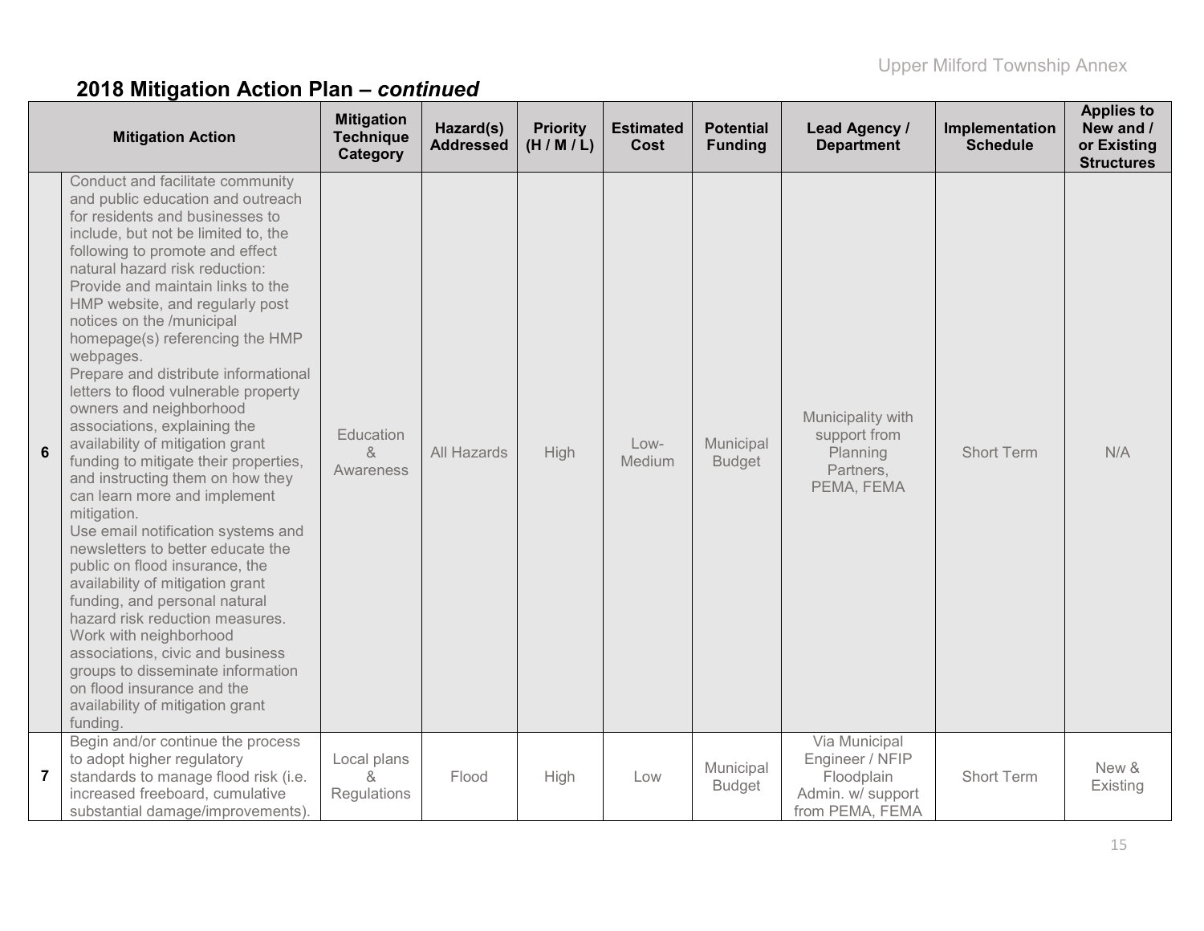## 2018 Mitigation Action Plan – *continued*

| | Mitigation Action | Mitigation Technique Category | Hazard(s) Addressed | Priority (H / M / L) | Estimated Cost | Potential Funding | Lead Agency / Department | Implementation Schedule | Applies to New and / or Existing Structures |
|---|---|---|---|---|---|---|---|---|---|
| **6** | Conduct and facilitate community and public education and outreach for residents and businesses to include, but not be limited to, the following to promote and effect natural hazard risk reduction: Provide and maintain links to the HMP website, and regularly post notices on the /municipal homepage(s) referencing the HMP webpages. Prepare and distribute informational letters to flood vulnerable property owners and neighborhood associations, explaining the availability of mitigation grant funding to mitigate their properties, and instructing them on how they can learn more and implement mitigation. Use email notification systems and newsletters to better educate the public on flood insurance, the availability of mitigation grant funding, and personal natural hazard risk reduction measures. Work with neighborhood associations, civic and business groups to disseminate information on flood insurance and the availability of mitigation grant funding. | Education & Awareness | All Hazards | High | Low-Medium | Municipal Budget | Municipality with support from Planning Partners, PEMA, FEMA | Short Term | N/A |
| **7** | Begin and/or continue the process to adopt higher regulatory standards to manage flood risk (i.e. increased freeboard, cumulative substantial damage/improvements). | Local plans & Regulations | Flood | High | Low | Municipal Budget | Via Municipal Engineer / NFIP Floodplain Admin. w/ support from PEMA, FEMA | Short Term | New & Existing |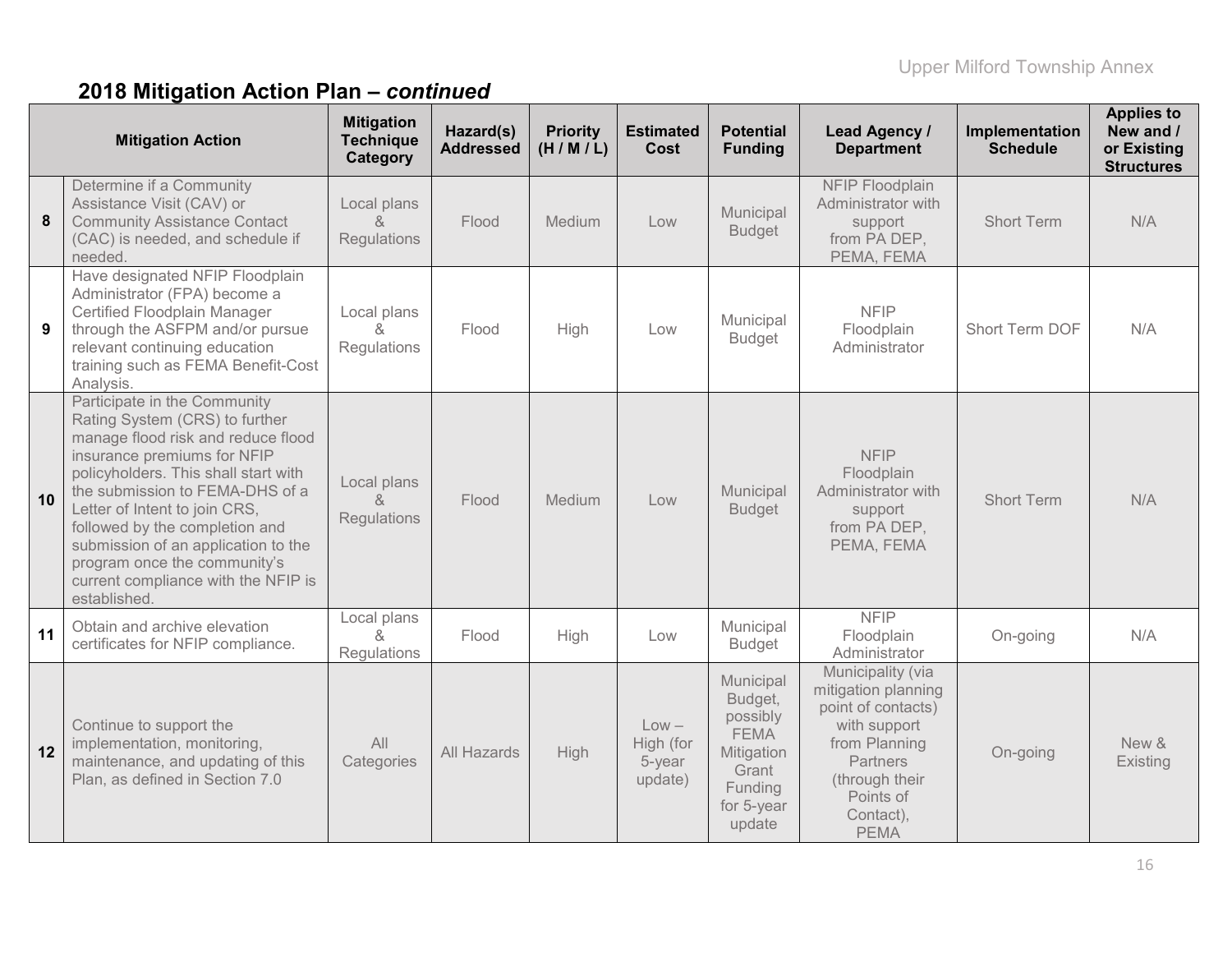## 2018 Mitigation Action Plan – *continued*

| | Mitigation Action | Mitigation Technique Category | Hazard(s) Addressed | Priority (H / M / L) | Estimated Cost | Potential Funding | Lead Agency / Department | Implementation Schedule | Applies to New and / or Existing Structures |
|---|---|---|---|---|---|---|---|---|---|
| 8 | Determine if a Community Assistance Visit (CAV) or Community Assistance Contact (CAC) is needed, and schedule if needed. | Local plans & Regulations | Flood | Medium | Low | Municipal Budget | NFIP Floodplain Administrator with support from PA DEP, PEMA, FEMA | Short Term | N/A |
| 9 | Have designated NFIP Floodplain Administrator (FPA) become a Certified Floodplain Manager through the ASFPM and/or pursue relevant continuing education training such as FEMA Benefit-Cost Analysis. | Local plans & Regulations | Flood | High | Low | Municipal Budget | NFIP Floodplain Administrator | Short Term DOF | N/A |
| 10 | Participate in the Community Rating System (CRS) to further manage flood risk and reduce flood insurance premiums for NFIP policyholders. This shall start with the submission to FEMA-DHS of a Letter of Intent to join CRS, followed by the completion and submission of an application to the program once the community's current compliance with the NFIP is established. | Local plans & Regulations | Flood | Medium | Low | Municipal Budget | NFIP Floodplain Administrator with support from PA DEP, PEMA, FEMA | Short Term | N/A |
| 11 | Obtain and archive elevation certificates for NFIP compliance. | Local plans & Regulations | Flood | High | Low | Municipal Budget | NFIP Floodplain Administrator | On-going | N/A |
| 12 | Continue to support the implementation, monitoring, maintenance, and updating of this Plan, as defined in Section 7.0 | All Categories | All Hazards | High | Low – High (for 5-year update) | Municipal Budget, possibly FEMA Mitigation Grant Funding for 5-year update | Municipality (via mitigation planning point of contacts) with support from Planning Partners (through their Points of Contact), PEMA | On-going | New & Existing |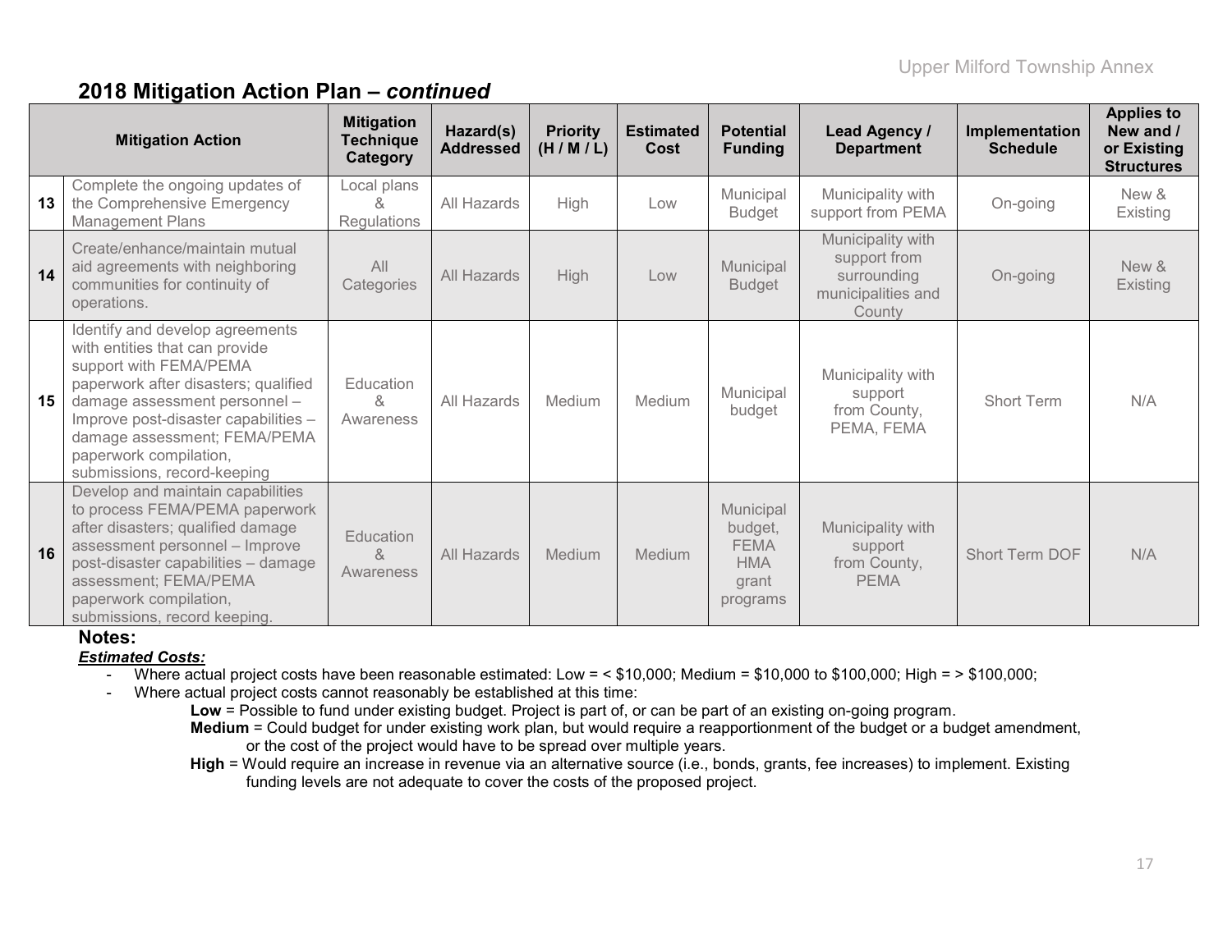## 2018 Mitigation Action Plan – *continued*

| | Mitigation Action | Mitigation Technique Category | Hazard(s) Addressed | Priority (H / M / L) | Estimated Cost | Potential Funding | Lead Agency / Department | Implementation Schedule | Applies to New and / or Existing Structures |
|---|---|---|---|---|---|---|---|---|---|
| **13** | Complete the ongoing updates of the Comprehensive Emergency Management Plans | Local plans & Regulations | All Hazards | High | Low | Municipal Budget | Municipality with support from PEMA | On-going | New & Existing |
| **14** | Create/enhance/maintain mutual aid agreements with neighboring communities for continuity of operations. | All Categories | All Hazards | High | Low | Municipal Budget | Municipality with support from surrounding municipalities and County | On-going | New & Existing |
| **15** | Identify and develop agreements with entities that can provide support with FEMA/PEMA paperwork after disasters; qualified damage assessment personnel – Improve post-disaster capabilities – damage assessment; FEMA/PEMA paperwork compilation, submissions, record-keeping | Education & Awareness | All Hazards | Medium | Medium | Municipal budget | Municipality with support from County, PEMA, FEMA | Short Term | N/A |
| **16** | Develop and maintain capabilities to process FEMA/PEMA paperwork after disasters; qualified damage assessment personnel – Improve post-disaster capabilities – damage assessment; FEMA/PEMA paperwork compilation, submissions, record keeping. | Education & Awareness | All Hazards | Medium | Medium | Municipal budget, FEMA HMA grant programs | Municipality with support from County, PEMA | Short Term DOF | N/A |

**Notes:**

***Estimated Costs:***

- Where actual project costs have been reasonable estimated: Low = < $10,000; Medium = $10,000 to $100,000; High = > $100,000;
- Where actual project costs cannot reasonably be established at this time:
  - **Low** = Possible to fund under existing budget. Project is part of, or can be part of an existing on-going program.
  - **Medium** = Could budget for under existing work plan, but would require a reapportionment of the budget or a budget amendment, or the cost of the project would have to be spread over multiple years.
  - **High** = Would require an increase in revenue via an alternative source (i.e., bonds, grants, fee increases) to implement. Existing funding levels are not adequate to cover the costs of the proposed project.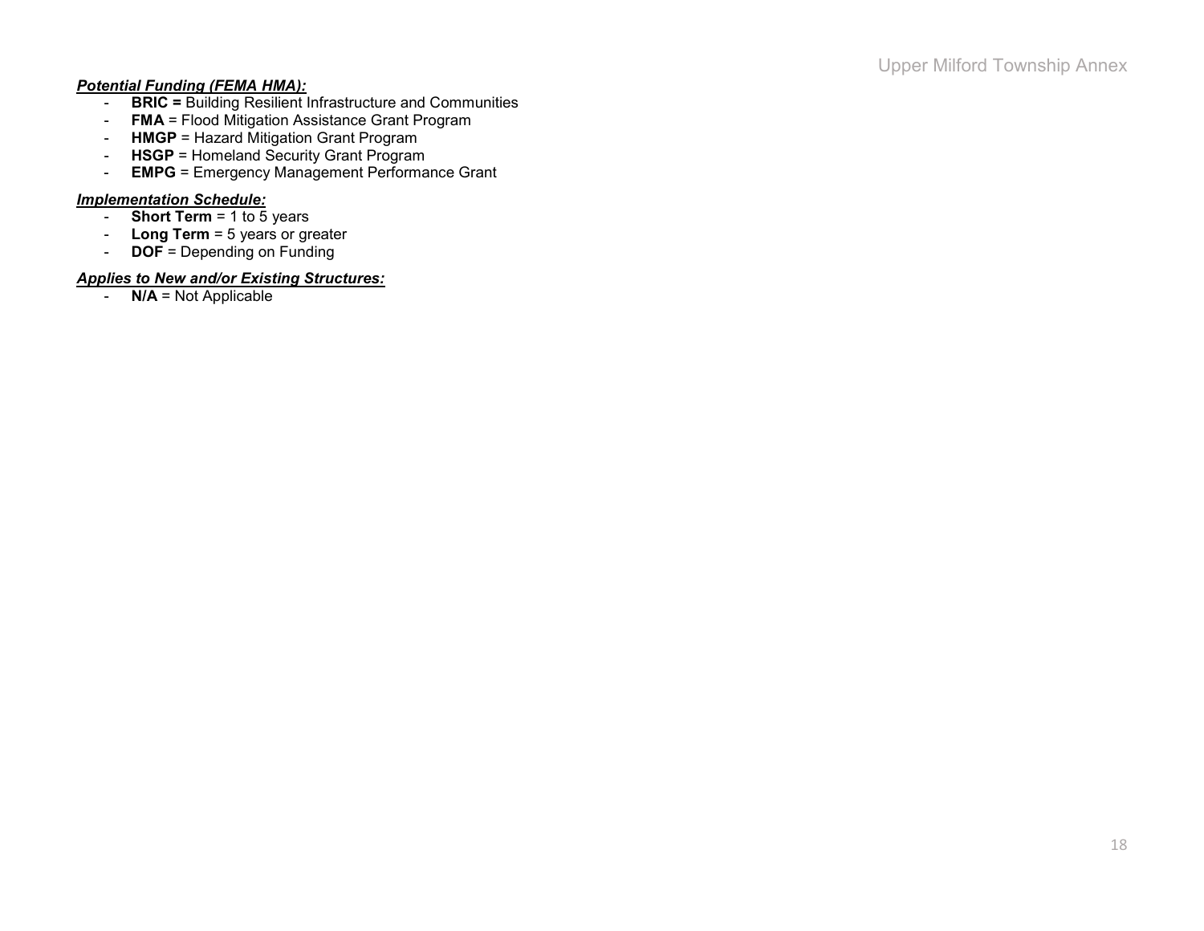***Potential Funding (FEMA HMA):***

- **BRIC =** Building Resilient Infrastructure and Communities
- **FMA** = Flood Mitigation Assistance Grant Program
- **HMGP** = Hazard Mitigation Grant Program
- **HSGP** = Homeland Security Grant Program
- **EMPG** = Emergency Management Performance Grant

***Implementation Schedule:***

- **Short Term** = 1 to 5 years
- **Long Term** = 5 years or greater
- **DOF** = Depending on Funding

***Applies to New and/or Existing Structures:***

- **N/A** = Not Applicable